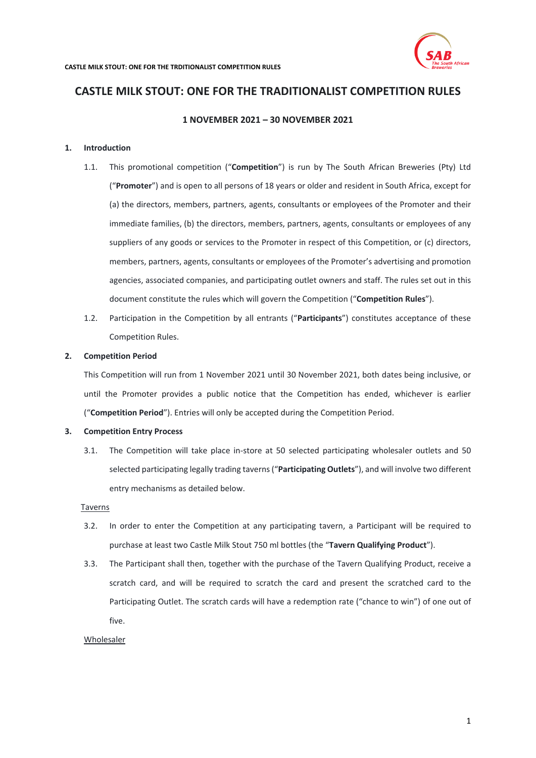# CASTLE MILK STOUT: ONE FOR THE TRADITIONALIST COMPETITION RULES

**1 NOVEMBER 2021 – 30 NOVEMBER 2021**

**1. Introduction**

1.1. This promotional competition ("**Competition**") is run by The South African Breweries (Pty) Ltd ("**Promoter**") and is open to all persons of 18 years or older and resident in South Africa, except for (a) the directors, members, partners, agents, consultants or employees of the Promoter and their immediate families, (b) the directors, members, partners, agents, consultants or employees of any suppliers of any goods or services to the Promoter in respect of this Competition, or (c) directors, members, partners, agents, consultants or employees of the Promoter's advertising and promotion agencies, associated companies, and participating outlet owners and staff. The rules set out in this document constitute the rules which will govern the Competition ("**Competition Rules**").

1.2. Participation in the Competition by all entrants ("**Participants**") constitutes acceptance of these Competition Rules.

**2. Competition Period**

This Competition will run from 1 November 2021 until 30 November 2021, both dates being inclusive, or until the Promoter provides a public notice that the Competition has ended, whichever is earlier ("**Competition Period**"). Entries will only be accepted during the Competition Period.

**3. Competition Entry Process**

3.1. The Competition will take place in-store at 50 selected participating wholesaler outlets and 50 selected participating legally trading taverns ("**Participating Outlets**"), and will involve two different entry mechanisms as detailed below.

<u>Taverns</u>

3.2. In order to enter the Competition at any participating tavern, a Participant will be required to purchase at least two Castle Milk Stout 750 ml bottles (the "**Tavern Qualifying Product**").

3.3. The Participant shall then, together with the purchase of the Tavern Qualifying Product, receive a scratch card, and will be required to scratch the card and present the scratched card to the Participating Outlet. The scratch cards will have a redemption rate ("chance to win") of one out of five.

<u>Wholesaler</u>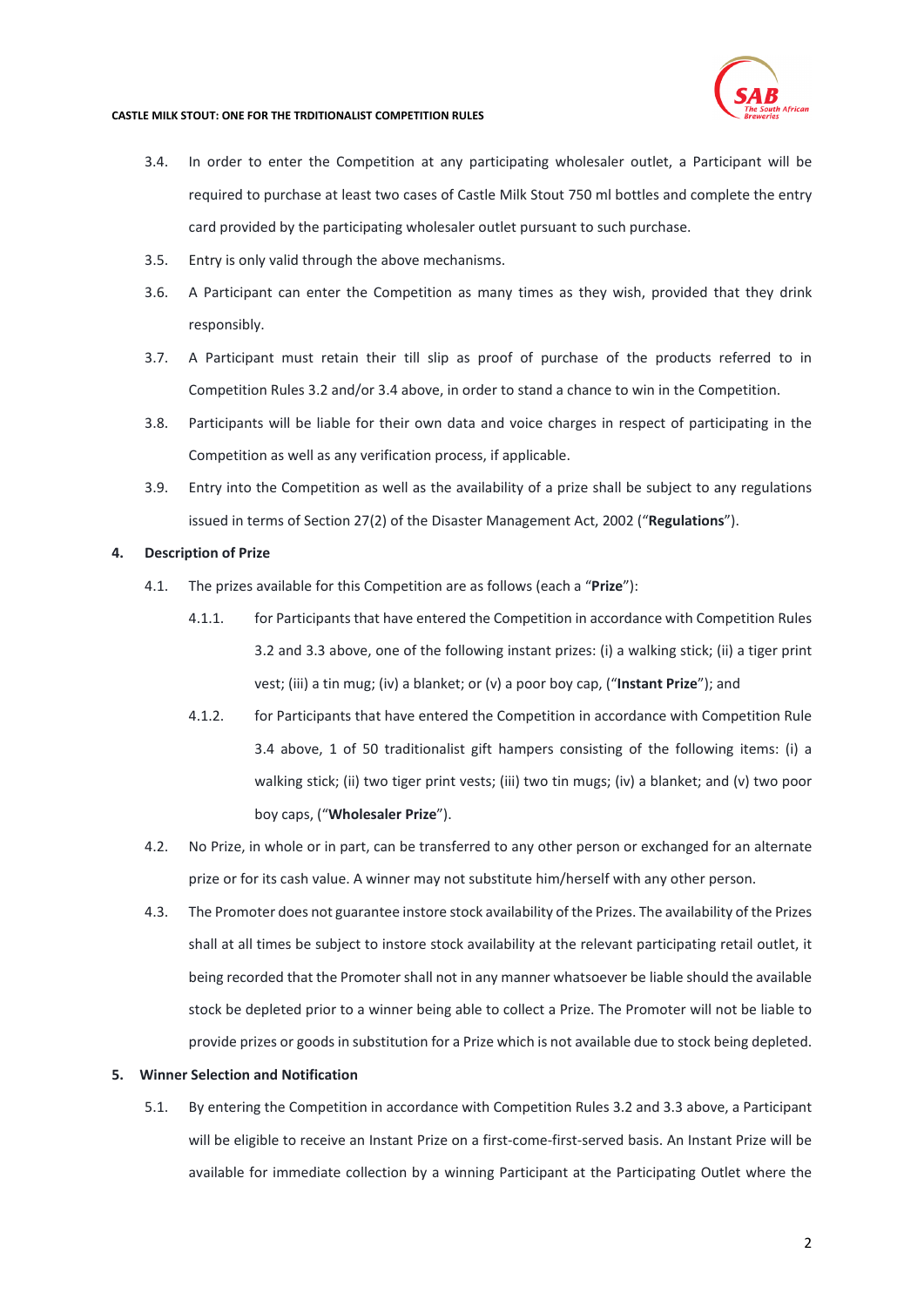3.4. In order to enter the Competition at any participating wholesaler outlet, a Participant will be required to purchase at least two cases of Castle Milk Stout 750 ml bottles and complete the entry card provided by the participating wholesaler outlet pursuant to such purchase.

3.5. Entry is only valid through the above mechanisms.

3.6. A Participant can enter the Competition as many times as they wish, provided that they drink responsibly.

3.7. A Participant must retain their till slip as proof of purchase of the products referred to in Competition Rules 3.2 and/or 3.4 above, in order to stand a chance to win in the Competition.

3.8. Participants will be liable for their own data and voice charges in respect of participating in the Competition as well as any verification process, if applicable.

3.9. Entry into the Competition as well as the availability of a prize shall be subject to any regulations issued in terms of Section 27(2) of the Disaster Management Act, 2002 ("**Regulations**").

## 4. Description of Prize

4.1. The prizes available for this Competition are as follows (each a "**Prize**"):

4.1.1. for Participants that have entered the Competition in accordance with Competition Rules 3.2 and 3.3 above, one of the following instant prizes: (i) a walking stick; (ii) a tiger print vest; (iii) a tin mug; (iv) a blanket; or (v) a poor boy cap, ("**Instant Prize**"); and

4.1.2. for Participants that have entered the Competition in accordance with Competition Rule 3.4 above, 1 of 50 traditionalist gift hampers consisting of the following items: (i) a walking stick; (ii) two tiger print vests; (iii) two tin mugs; (iv) a blanket; and (v) two poor boy caps, ("**Wholesaler Prize**").

4.2. No Prize, in whole or in part, can be transferred to any other person or exchanged for an alternate prize or for its cash value. A winner may not substitute him/herself with any other person.

4.3. The Promoter does not guarantee instore stock availability of the Prizes. The availability of the Prizes shall at all times be subject to instore stock availability at the relevant participating retail outlet, it being recorded that the Promoter shall not in any manner whatsoever be liable should the available stock be depleted prior to a winner being able to collect a Prize. The Promoter will not be liable to provide prizes or goods in substitution for a Prize which is not available due to stock being depleted.

## 5. Winner Selection and Notification

5.1. By entering the Competition in accordance with Competition Rules 3.2 and 3.3 above, a Participant will be eligible to receive an Instant Prize on a first-come-first-served basis. An Instant Prize will be available for immediate collection by a winning Participant at the Participating Outlet where the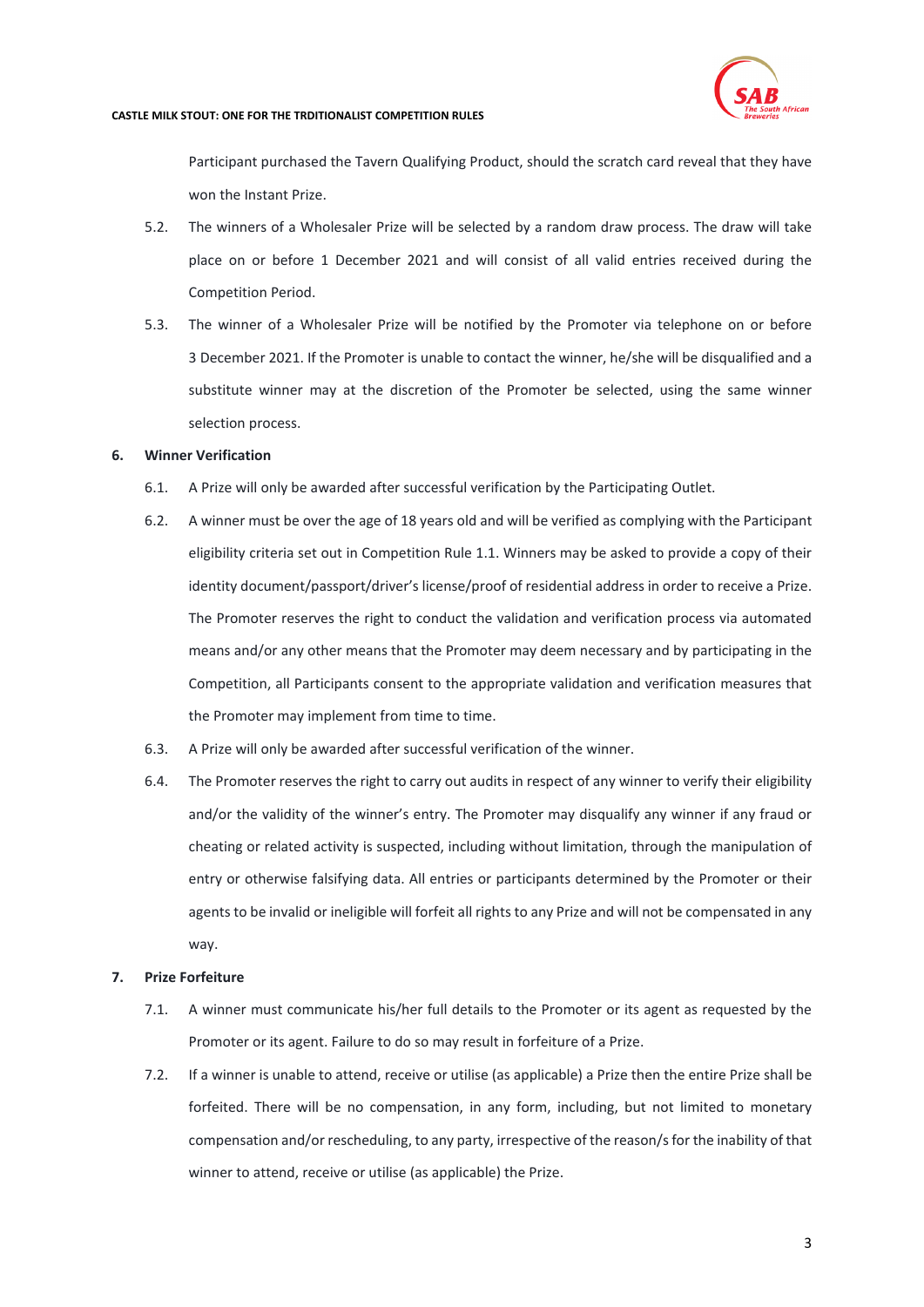Participant purchased the Tavern Qualifying Product, should the scratch card reveal that they have won the Instant Prize.

5.2. The winners of a Wholesaler Prize will be selected by a random draw process. The draw will take place on or before 1 December 2021 and will consist of all valid entries received during the Competition Period.

5.3. The winner of a Wholesaler Prize will be notified by the Promoter via telephone on or before 3 December 2021. If the Promoter is unable to contact the winner, he/she will be disqualified and a substitute winner may at the discretion of the Promoter be selected, using the same winner selection process.

## 6. Winner Verification

6.1. A Prize will only be awarded after successful verification by the Participating Outlet.

6.2. A winner must be over the age of 18 years old and will be verified as complying with the Participant eligibility criteria set out in Competition Rule 1.1. Winners may be asked to provide a copy of their identity document/passport/driver's license/proof of residential address in order to receive a Prize. The Promoter reserves the right to conduct the validation and verification process via automated means and/or any other means that the Promoter may deem necessary and by participating in the Competition, all Participants consent to the appropriate validation and verification measures that the Promoter may implement from time to time.

6.3. A Prize will only be awarded after successful verification of the winner.

6.4. The Promoter reserves the right to carry out audits in respect of any winner to verify their eligibility and/or the validity of the winner's entry. The Promoter may disqualify any winner if any fraud or cheating or related activity is suspected, including without limitation, through the manipulation of entry or otherwise falsifying data. All entries or participants determined by the Promoter or their agents to be invalid or ineligible will forfeit all rights to any Prize and will not be compensated in any way.

## 7. Prize Forfeiture

7.1. A winner must communicate his/her full details to the Promoter or its agent as requested by the Promoter or its agent. Failure to do so may result in forfeiture of a Prize.

7.2. If a winner is unable to attend, receive or utilise (as applicable) a Prize then the entire Prize shall be forfeited. There will be no compensation, in any form, including, but not limited to monetary compensation and/or rescheduling, to any party, irrespective of the reason/s for the inability of that winner to attend, receive or utilise (as applicable) the Prize.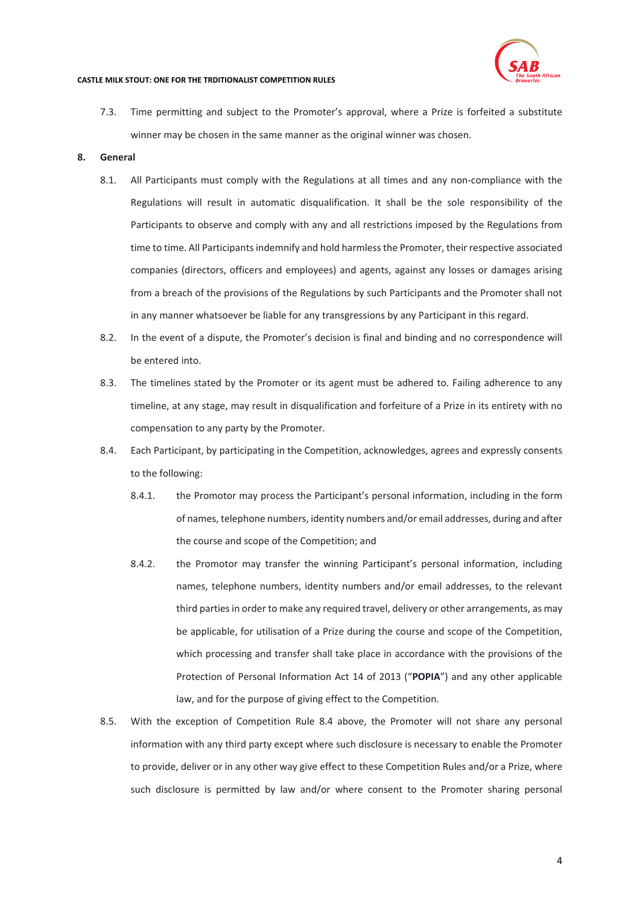7.3. Time permitting and subject to the Promoter's approval, where a Prize is forfeited a substitute winner may be chosen in the same manner as the original winner was chosen.

## 8. General

8.1. All Participants must comply with the Regulations at all times and any non-compliance with the Regulations will result in automatic disqualification. It shall be the sole responsibility of the Participants to observe and comply with any and all restrictions imposed by the Regulations from time to time. All Participants indemnify and hold harmless the Promoter, their respective associated companies (directors, officers and employees) and agents, against any losses or damages arising from a breach of the provisions of the Regulations by such Participants and the Promoter shall not in any manner whatsoever be liable for any transgressions by any Participant in this regard.

8.2. In the event of a dispute, the Promoter's decision is final and binding and no correspondence will be entered into.

8.3. The timelines stated by the Promoter or its agent must be adhered to. Failing adherence to any timeline, at any stage, may result in disqualification and forfeiture of a Prize in its entirety with no compensation to any party by the Promoter.

8.4. Each Participant, by participating in the Competition, acknowledges, agrees and expressly consents to the following:

8.4.1. the Promotor may process the Participant's personal information, including in the form of names, telephone numbers, identity numbers and/or email addresses, during and after the course and scope of the Competition; and

8.4.2. the Promotor may transfer the winning Participant's personal information, including names, telephone numbers, identity numbers and/or email addresses, to the relevant third parties in order to make any required travel, delivery or other arrangements, as may be applicable, for utilisation of a Prize during the course and scope of the Competition, which processing and transfer shall take place in accordance with the provisions of the Protection of Personal Information Act 14 of 2013 ("**POPIA**") and any other applicable law, and for the purpose of giving effect to the Competition.

8.5. With the exception of Competition Rule 8.4 above, the Promoter will not share any personal information with any third party except where such disclosure is necessary to enable the Promoter to provide, deliver or in any other way give effect to these Competition Rules and/or a Prize, where such disclosure is permitted by law and/or where consent to the Promoter sharing personal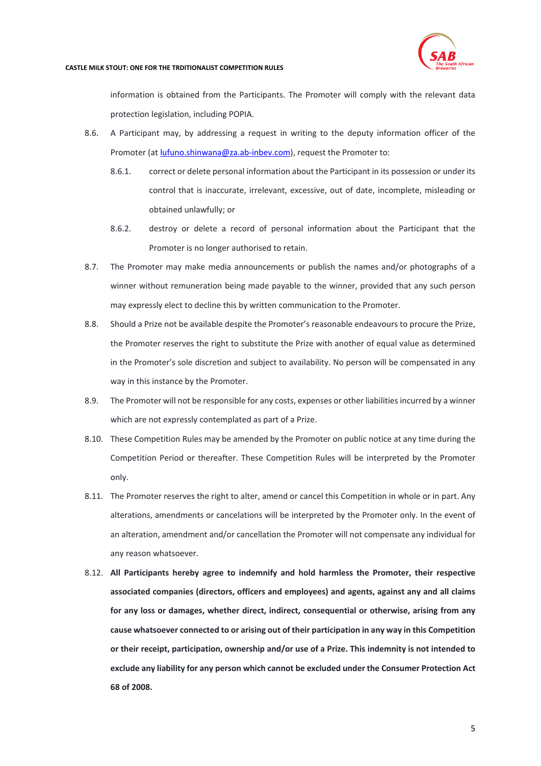information is obtained from the Participants. The Promoter will comply with the relevant data protection legislation, including POPIA.

8.6. A Participant may, by addressing a request in writing to the deputy information officer of the Promoter (at [lufuno.shinwana@za.ab-inbev.com](mailto:lufuno.shinwana@za.ab-inbev.com)), request the Promoter to:

   8.6.1. correct or delete personal information about the Participant in its possession or under its control that is inaccurate, irrelevant, excessive, out of date, incomplete, misleading or obtained unlawfully; or

   8.6.2. destroy or delete a record of personal information about the Participant that the Promoter is no longer authorised to retain.

8.7. The Promoter may make media announcements or publish the names and/or photographs of a winner without remuneration being made payable to the winner, provided that any such person may expressly elect to decline this by written communication to the Promoter.

8.8. Should a Prize not be available despite the Promoter's reasonable endeavours to procure the Prize, the Promoter reserves the right to substitute the Prize with another of equal value as determined in the Promoter's sole discretion and subject to availability. No person will be compensated in any way in this instance by the Promoter.

8.9. The Promoter will not be responsible for any costs, expenses or other liabilities incurred by a winner which are not expressly contemplated as part of a Prize.

8.10. These Competition Rules may be amended by the Promoter on public notice at any time during the Competition Period or thereafter. These Competition Rules will be interpreted by the Promoter only.

8.11. The Promoter reserves the right to alter, amend or cancel this Competition in whole or in part. Any alterations, amendments or cancelations will be interpreted by the Promoter only. In the event of an alteration, amendment and/or cancellation the Promoter will not compensate any individual for any reason whatsoever.

8.12. **All Participants hereby agree to indemnify and hold harmless the Promoter, their respective associated companies (directors, officers and employees) and agents, against any and all claims for any loss or damages, whether direct, indirect, consequential or otherwise, arising from any cause whatsoever connected to or arising out of their participation in any way in this Competition or their receipt, participation, ownership and/or use of a Prize. This indemnity is not intended to exclude any liability for any person which cannot be excluded under the Consumer Protection Act 68 of 2008.**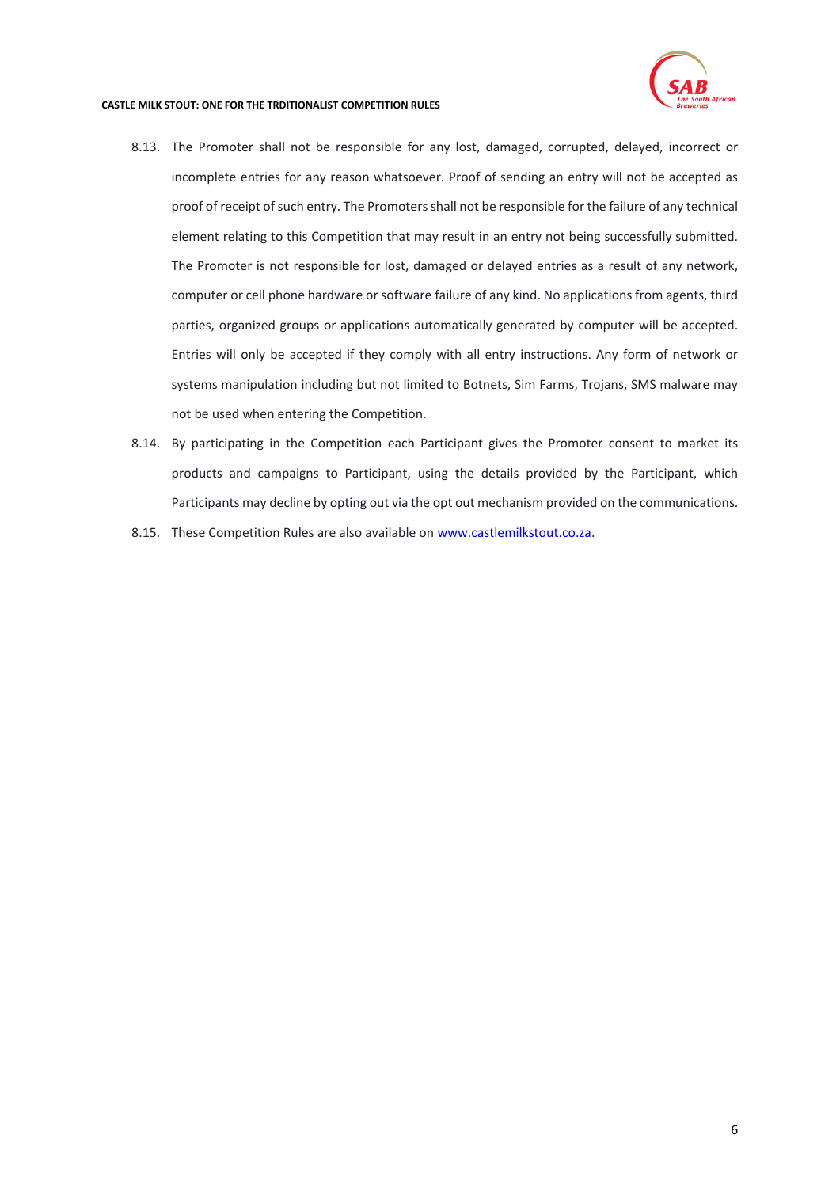8.13. The Promoter shall not be responsible for any lost, damaged, corrupted, delayed, incorrect or incomplete entries for any reason whatsoever. Proof of sending an entry will not be accepted as proof of receipt of such entry. The Promoters shall not be responsible for the failure of any technical element relating to this Competition that may result in an entry not being successfully submitted. The Promoter is not responsible for lost, damaged or delayed entries as a result of any network, computer or cell phone hardware or software failure of any kind. No applications from agents, third parties, organized groups or applications automatically generated by computer will be accepted. Entries will only be accepted if they comply with all entry instructions. Any form of network or systems manipulation including but not limited to Botnets, Sim Farms, Trojans, SMS malware may not be used when entering the Competition.

8.14. By participating in the Competition each Participant gives the Promoter consent to market its products and campaigns to Participant, using the details provided by the Participant, which Participants may decline by opting out via the opt out mechanism provided on the communications.

8.15. These Competition Rules are also available on [www.castlemilkstout.co.za](http://www.castlemilkstout.co.za).